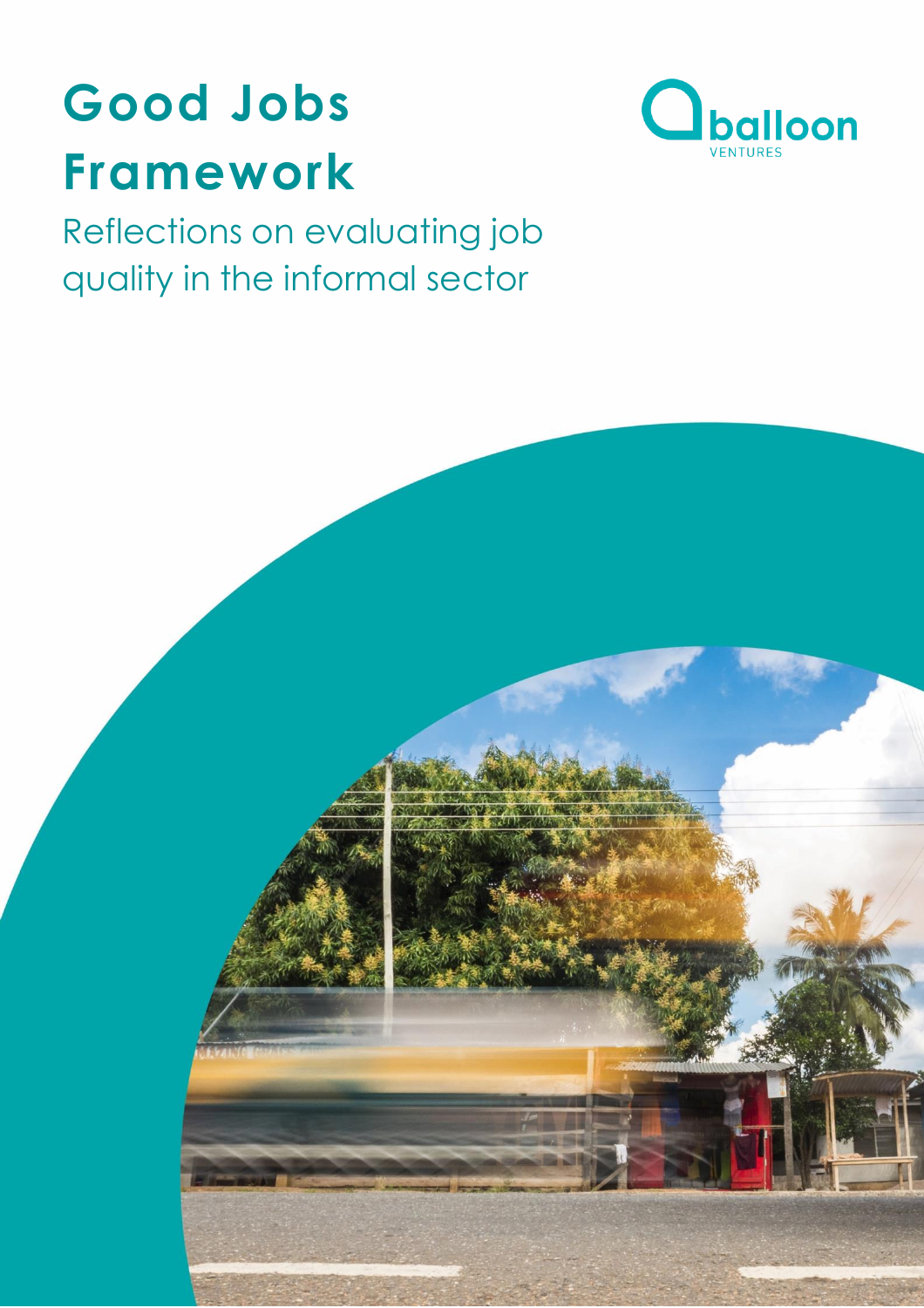# Good Jobs Framework

Reflections on evaluating job quality in the informal sector

balloon VENTURES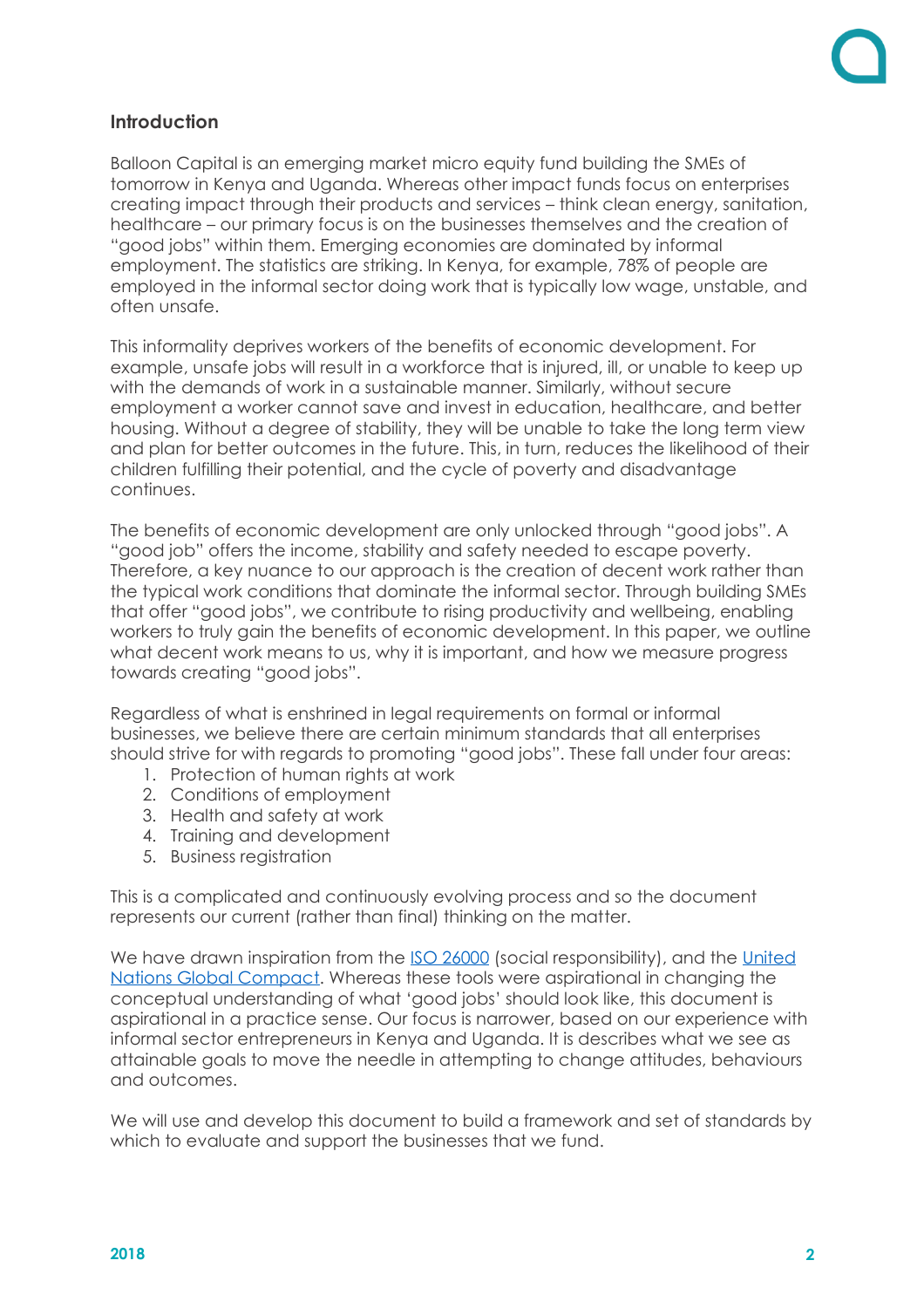## Introduction

Balloon Capital is an emerging market micro equity fund building the SMEs of tomorrow in Kenya and Uganda. Whereas other impact funds focus on enterprises creating impact through their products and services – think clean energy, sanitation, healthcare – our primary focus is on the businesses themselves and the creation of "good jobs" within them. Emerging economies are dominated by informal employment. The statistics are striking. In Kenya, for example, 78% of people are employed in the informal sector doing work that is typically low wage, unstable, and often unsafe.

This informality deprives workers of the benefits of economic development. For example, unsafe jobs will result in a workforce that is injured, ill, or unable to keep up with the demands of work in a sustainable manner. Similarly, without secure employment a worker cannot save and invest in education, healthcare, and better housing. Without a degree of stability, they will be unable to take the long term view and plan for better outcomes in the future. This, in turn, reduces the likelihood of their children fulfilling their potential, and the cycle of poverty and disadvantage continues.

The benefits of economic development are only unlocked through "good jobs". A "good job" offers the income, stability and safety needed to escape poverty. Therefore, a key nuance to our approach is the creation of decent work rather than the typical work conditions that dominate the informal sector. Through building SMEs that offer "good jobs", we contribute to rising productivity and wellbeing, enabling workers to truly gain the benefits of economic development. In this paper, we outline what decent work means to us, why it is important, and how we measure progress towards creating "good jobs".

Regardless of what is enshrined in legal requirements on formal or informal businesses, we believe there are certain minimum standards that all enterprises should strive for with regards to promoting "good jobs". These fall under four areas:

1. Protection of human rights at work
2. Conditions of employment
3. Health and safety at work
4. Training and development
5. Business registration

This is a complicated and continuously evolving process and so the document represents our current (rather than final) thinking on the matter.

We have drawn inspiration from the ISO 26000 (social responsibility), and the United Nations Global Compact. Whereas these tools were aspirational in changing the conceptual understanding of what 'good jobs' should look like, this document is aspirational in a practice sense. Our focus is narrower, based on our experience with informal sector entrepreneurs in Kenya and Uganda. It is describes what we see as attainable goals to move the needle in attempting to change attitudes, behaviours and outcomes.

We will use and develop this document to build a framework and set of standards by which to evaluate and support the businesses that we fund.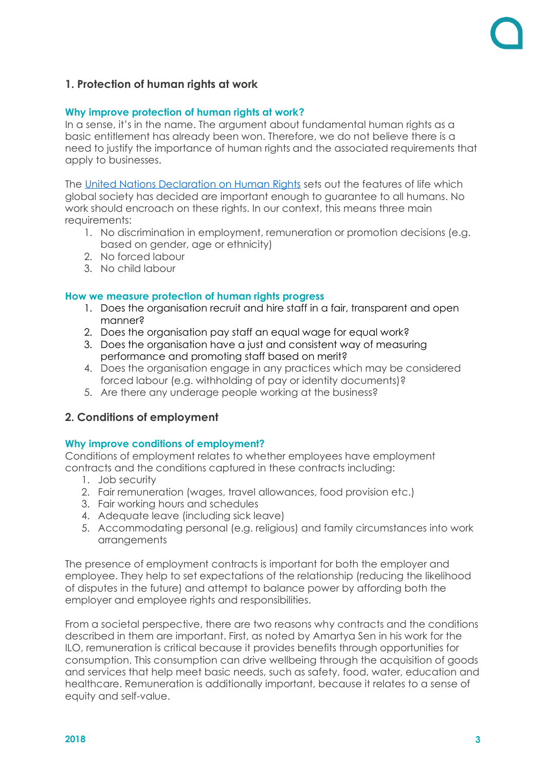## 1. Protection of human rights at work

### Why improve protection of human rights at work?

In a sense, it's in the name. The argument about fundamental human rights as a basic entitlement has already been won. Therefore, we do not believe there is a need to justify the importance of human rights and the associated requirements that apply to businesses.

The [United Nations Declaration on Human Rights](#) sets out the features of life which global society has decided are important enough to guarantee to all humans. No work should encroach on these rights. In our context, this means three main requirements:

1. No discrimination in employment, remuneration or promotion decisions (e.g. based on gender, age or ethnicity)
2. No forced labour
3. No child labour

### How we measure protection of human rights progress

1. Does the organisation recruit and hire staff in a fair, transparent and open manner?
2. Does the organisation pay staff an equal wage for equal work?
3. Does the organisation have a just and consistent way of measuring performance and promoting staff based on merit?
4. Does the organisation engage in any practices which may be considered forced labour (e.g. withholding of pay or identity documents)?
5. Are there any underage people working at the business?

## 2. Conditions of employment

### Why improve conditions of employment?

Conditions of employment relates to whether employees have employment contracts and the conditions captured in these contracts including:

1. Job security
2. Fair remuneration (wages, travel allowances, food provision etc.)
3. Fair working hours and schedules
4. Adequate leave (including sick leave)
5. Accommodating personal (e.g. religious) and family circumstances into work arrangements

The presence of employment contracts is important for both the employer and employee. They help to set expectations of the relationship (reducing the likelihood of disputes in the future) and attempt to balance power by affording both the employer and employee rights and responsibilities.

From a societal perspective, there are two reasons why contracts and the conditions described in them are important. First, as noted by Amartya Sen in his work for the ILO, remuneration is critical because it provides benefits through opportunities for consumption. This consumption can drive wellbeing through the acquisition of goods and services that help meet basic needs, such as safety, food, water, education and healthcare. Remuneration is additionally important, because it relates to a sense of equity and self-value.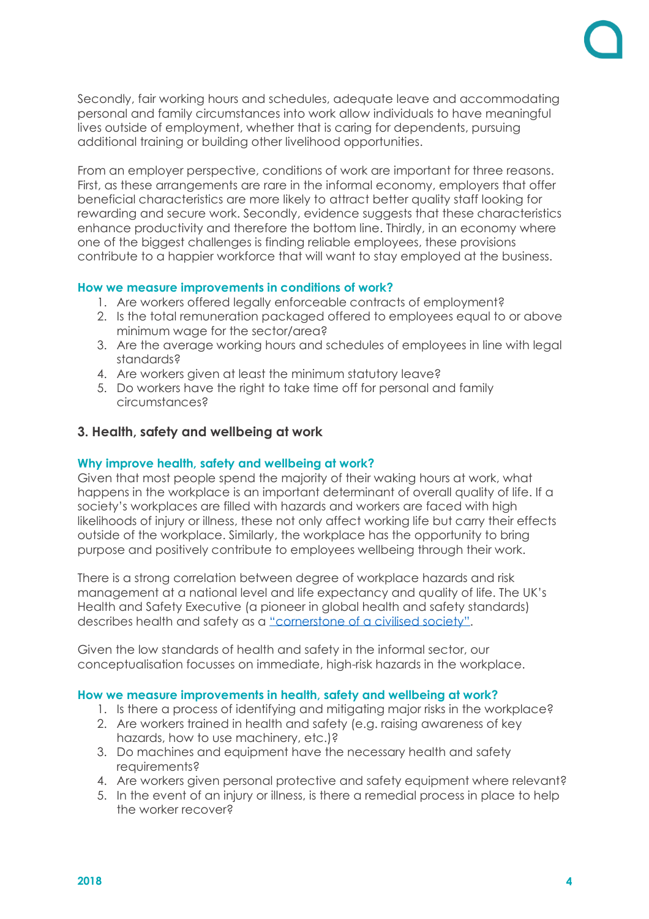Secondly, fair working hours and schedules, adequate leave and accommodating personal and family circumstances into work allow individuals to have meaningful lives outside of employment, whether that is caring for dependents, pursuing additional training or building other livelihood opportunities.

From an employer perspective, conditions of work are important for three reasons. First, as these arrangements are rare in the informal economy, employers that offer beneficial characteristics are more likely to attract better quality staff looking for rewarding and secure work. Secondly, evidence suggests that these characteristics enhance productivity and therefore the bottom line. Thirdly, in an economy where one of the biggest challenges is finding reliable employees, these provisions contribute to a happier workforce that will want to stay employed at the business.

#### How we measure improvements in conditions of work?

1. Are workers offered legally enforceable contracts of employment?
2. Is the total remuneration packaged offered to employees equal to or above minimum wage for the sector/area?
3. Are the average working hours and schedules of employees in line with legal standards?
4. Are workers given at least the minimum statutory leave?
5. Do workers have the right to take time off for personal and family circumstances?

### 3. Health, safety and wellbeing at work

#### Why improve health, safety and wellbeing at work?

Given that most people spend the majority of their waking hours at work, what happens in the workplace is an important determinant of overall quality of life. If a society's workplaces are filled with hazards and workers are faced with high likelihoods of injury or illness, these not only affect working life but carry their effects outside of the workplace. Similarly, the workplace has the opportunity to bring purpose and positively contribute to employees wellbeing through their work.

There is a strong correlation between degree of workplace hazards and risk management at a national level and life expectancy and quality of life. The UK's Health and Safety Executive (a pioneer in global health and safety standards) describes health and safety as a "cornerstone of a civilised society".

Given the low standards of health and safety in the informal sector, our conceptualisation focusses on immediate, high-risk hazards in the workplace.

#### How we measure improvements in health, safety and wellbeing at work?

1. Is there a process of identifying and mitigating major risks in the workplace?
2. Are workers trained in health and safety (e.g. raising awareness of key hazards, how to use machinery, etc.)?
3. Do machines and equipment have the necessary health and safety requirements?
4. Are workers given personal protective and safety equipment where relevant?
5. In the event of an injury or illness, is there a remedial process in place to help the worker recover?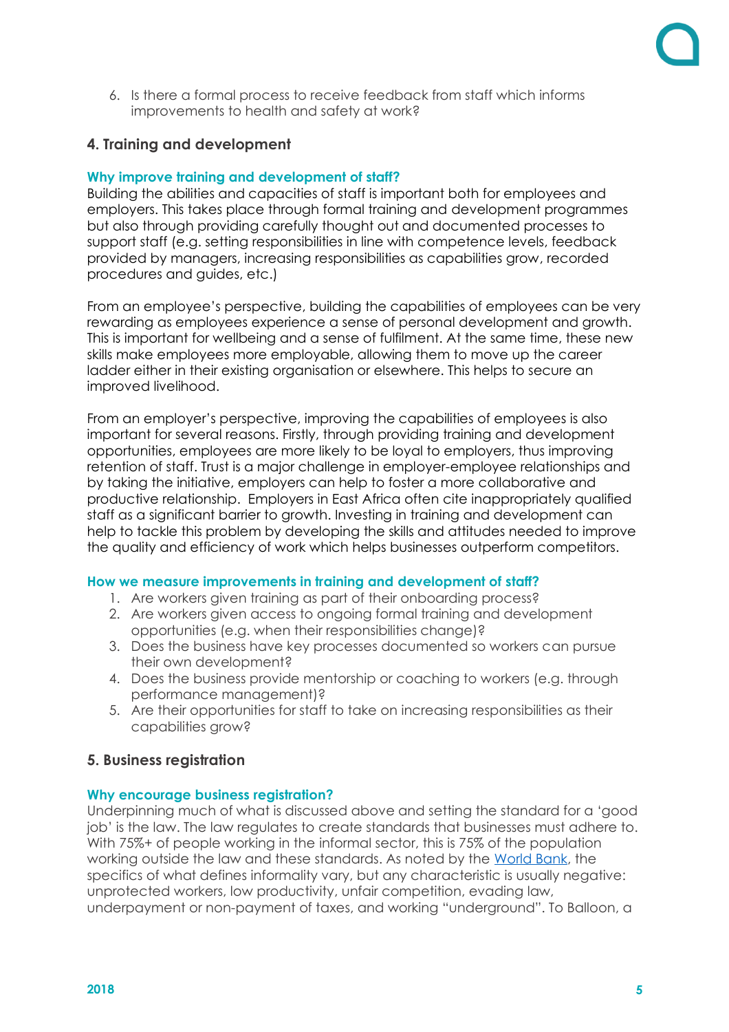6. Is there a formal process to receive feedback from staff which informs improvements to health and safety at work?

## 4. Training and development

### Why improve training and development of staff?

Building the abilities and capacities of staff is important both for employees and employers. This takes place through formal training and development programmes but also through providing carefully thought out and documented processes to support staff (e.g. setting responsibilities in line with competence levels, feedback provided by managers, increasing responsibilities as capabilities grow, recorded procedures and guides, etc.)

From an employee's perspective, building the capabilities of employees can be very rewarding as employees experience a sense of personal development and growth. This is important for wellbeing and a sense of fulfilment. At the same time, these new skills make employees more employable, allowing them to move up the career ladder either in their existing organisation or elsewhere. This helps to secure an improved livelihood.

From an employer's perspective, improving the capabilities of employees is also important for several reasons. Firstly, through providing training and development opportunities, employees are more likely to be loyal to employers, thus improving retention of staff. Trust is a major challenge in employer-employee relationships and by taking the initiative, employers can help to foster a more collaborative and productive relationship. Employers in East Africa often cite inappropriately qualified staff as a significant barrier to growth. Investing in training and development can help to tackle this problem by developing the skills and attitudes needed to improve the quality and efficiency of work which helps businesses outperform competitors.

### How we measure improvements in training and development of staff?

1. Are workers given training as part of their onboarding process?
2. Are workers given access to ongoing formal training and development opportunities (e.g. when their responsibilities change)?
3. Does the business have key processes documented so workers can pursue their own development?
4. Does the business provide mentorship or coaching to workers (e.g. through performance management)?
5. Are their opportunities for staff to take on increasing responsibilities as their capabilities grow?

## 5. Business registration

### Why encourage business registration?

Underpinning much of what is discussed above and setting the standard for a 'good job' is the law. The law regulates to create standards that businesses must adhere to. With 75%+ of people working in the informal sector, this is 75% of the population working outside the law and these standards. As noted by the [World Bank](), the specifics of what defines informality vary, but any characteristic is usually negative: unprotected workers, low productivity, unfair competition, evading law, underpayment or non-payment of taxes, and working "underground". To Balloon, a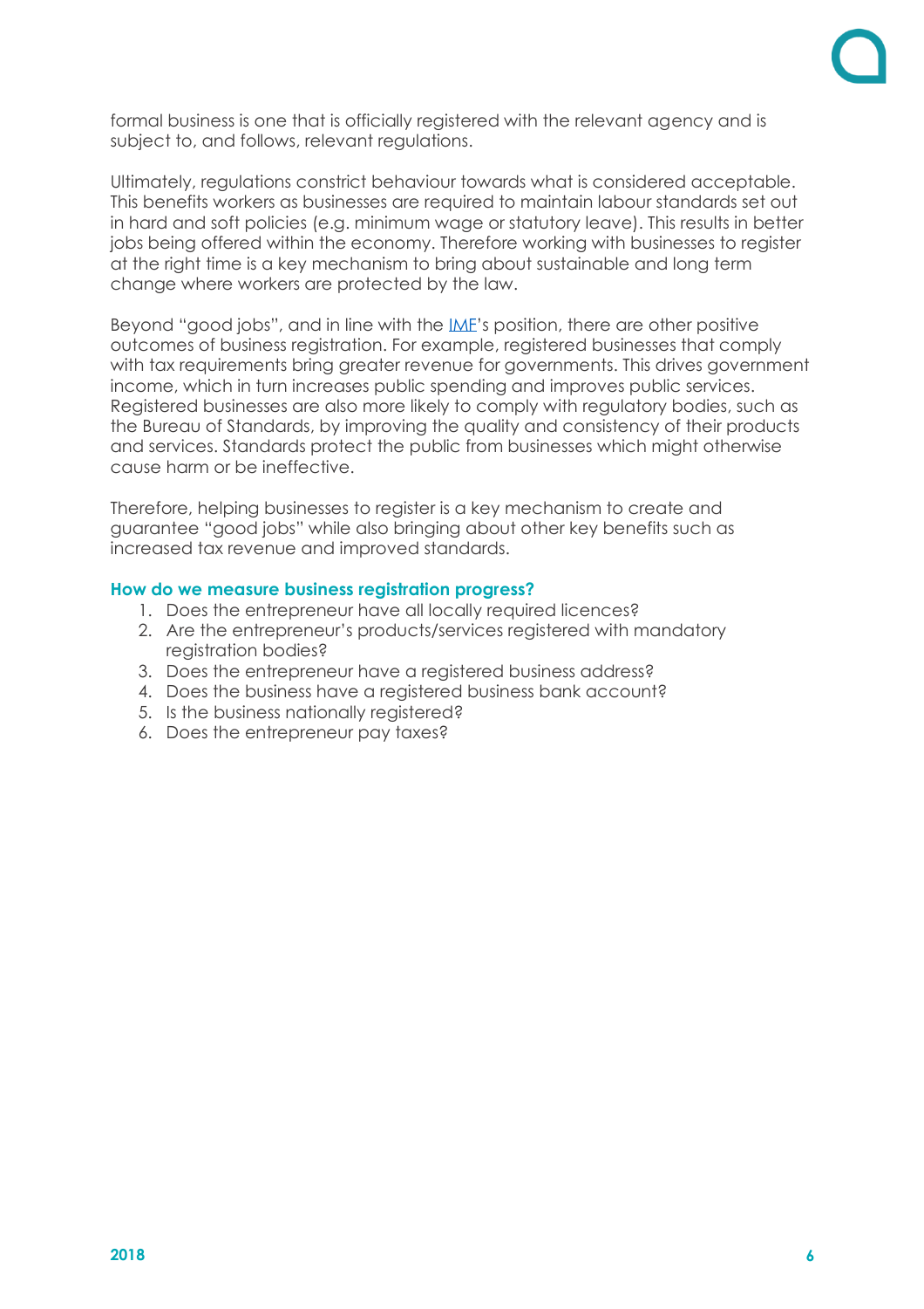formal business is one that is officially registered with the relevant agency and is subject to, and follows, relevant regulations.

Ultimately, regulations constrict behaviour towards what is considered acceptable. This benefits workers as businesses are required to maintain labour standards set out in hard and soft policies (e.g. minimum wage or statutory leave). This results in better jobs being offered within the economy. Therefore working with businesses to register at the right time is a key mechanism to bring about sustainable and long term change where workers are protected by the law.

Beyond "good jobs", and in line with the IMF's position, there are other positive outcomes of business registration. For example, registered businesses that comply with tax requirements bring greater revenue for governments. This drives government income, which in turn increases public spending and improves public services. Registered businesses are also more likely to comply with regulatory bodies, such as the Bureau of Standards, by improving the quality and consistency of their products and services. Standards protect the public from businesses which might otherwise cause harm or be ineffective.

Therefore, helping businesses to register is a key mechanism to create and guarantee "good jobs" while also bringing about other key benefits such as increased tax revenue and improved standards.

### How do we measure business registration progress?

1. Does the entrepreneur have all locally required licences?
2. Are the entrepreneur's products/services registered with mandatory registration bodies?
3. Does the entrepreneur have a registered business address?
4. Does the business have a registered business bank account?
5. Is the business nationally registered?
6. Does the entrepreneur pay taxes?